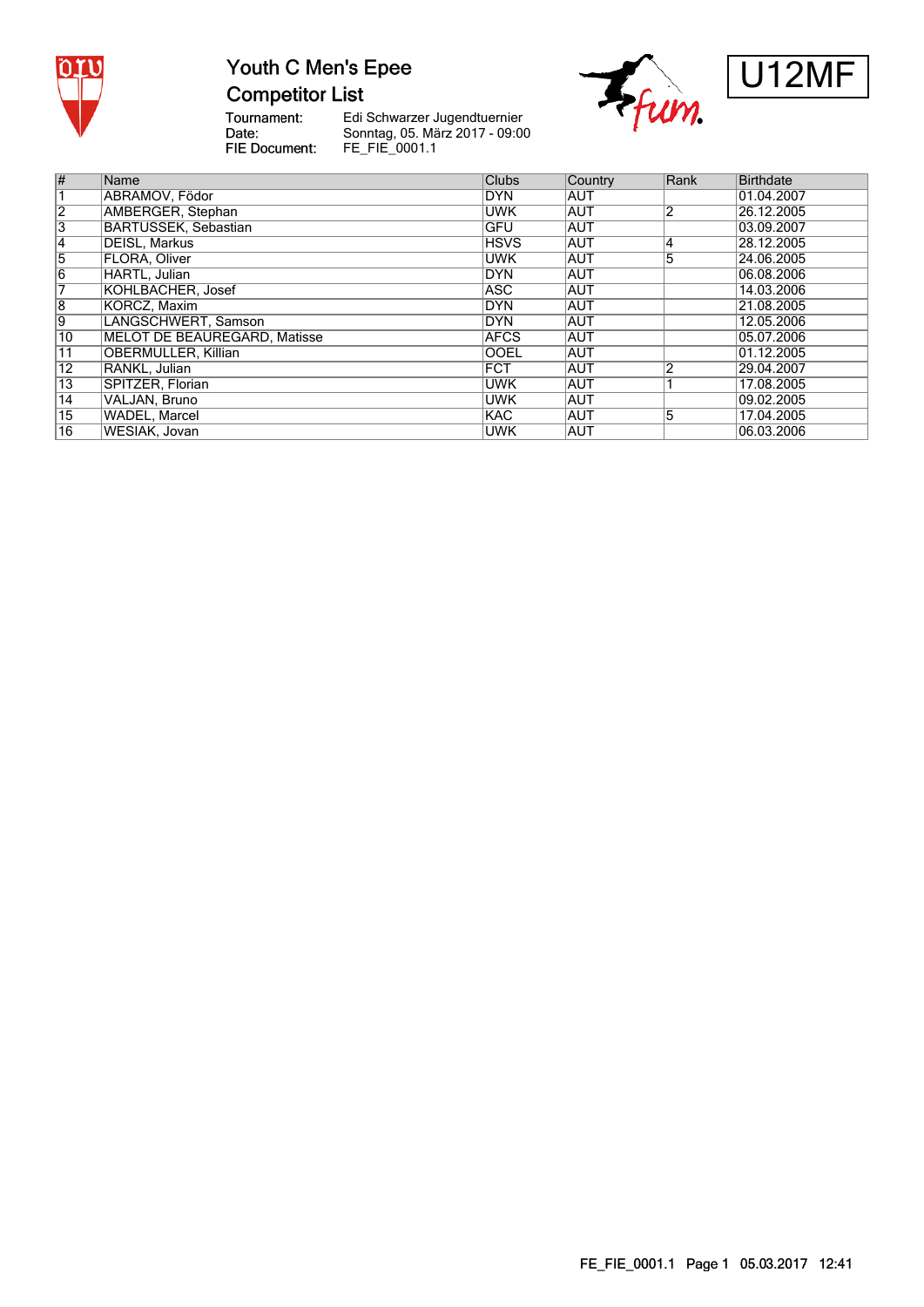# Youth C Men's Epee

## Competitor List

U12MF

Tournament: Edi Schwarzer Jugendtuernier
Date: Sonntag, 05. März 2017 - 09:00
FIE Document: FE_FIE_0001.1

| # | Name | Clubs | Country | Rank | Birthdate |
|---|---|---|---|---|---|
| 1 | ABRAMOV, Födor | DYN | AUT | | 01.04.2007 |
| 2 | AMBERGER, Stephan | UWK | AUT | 2 | 26.12.2005 |
| 3 | BARTUSSEK, Sebastian | GFU | AUT | | 03.09.2007 |
| 4 | DEISL, Markus | HSVS | AUT | 4 | 28.12.2005 |
| 5 | FLORA, Oliver | UWK | AUT | 5 | 24.06.2005 |
| 6 | HARTL, Julian | DYN | AUT | | 06.08.2006 |
| 7 | KOHLBACHER, Josef | ASC | AUT | | 14.03.2006 |
| 8 | KORCZ, Maxim | DYN | AUT | | 21.08.2005 |
| 9 | LANGSCHWERT, Samson | DYN | AUT | | 12.05.2006 |
| 10 | MELOT DE BEAUREGARD, Matisse | AFCS | AUT | | 05.07.2006 |
| 11 | OBERMULLER, Killian | OOEL | AUT | | 01.12.2005 |
| 12 | RANKL, Julian | FCT | AUT | 2 | 29.04.2007 |
| 13 | SPITZER, Florian | UWK | AUT | 1 | 17.08.2005 |
| 14 | VALJAN, Bruno | UWK | AUT | | 09.02.2005 |
| 15 | WADEL, Marcel | KAC | AUT | 5 | 17.04.2005 |
| 16 | WESIAK, Jovan | UWK | AUT | | 06.03.2006 |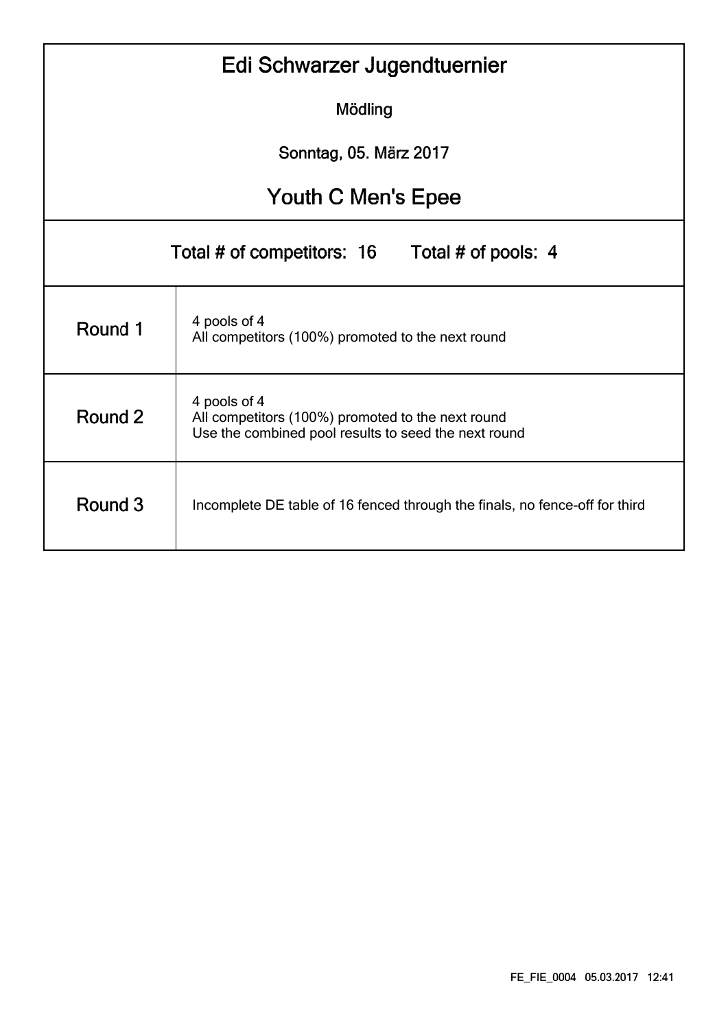# Edi Schwarzer Jugendtuernier

Mödling

Sonntag, 05. März 2017

## Youth C Men's Epee

Total # of competitors: 16 Total # of pools: 4

| | |
|---|---|
| Round 1 | 4 pools of 4<br>All competitors (100%) promoted to the next round |
| Round 2 | 4 pools of 4<br>All competitors (100%) promoted to the next round<br>Use the combined pool results to seed the next round |
| Round 3 | Incomplete DE table of 16 fenced through the finals, no fence-off for third |

FE_FIE_0004 05.03.2017 12:41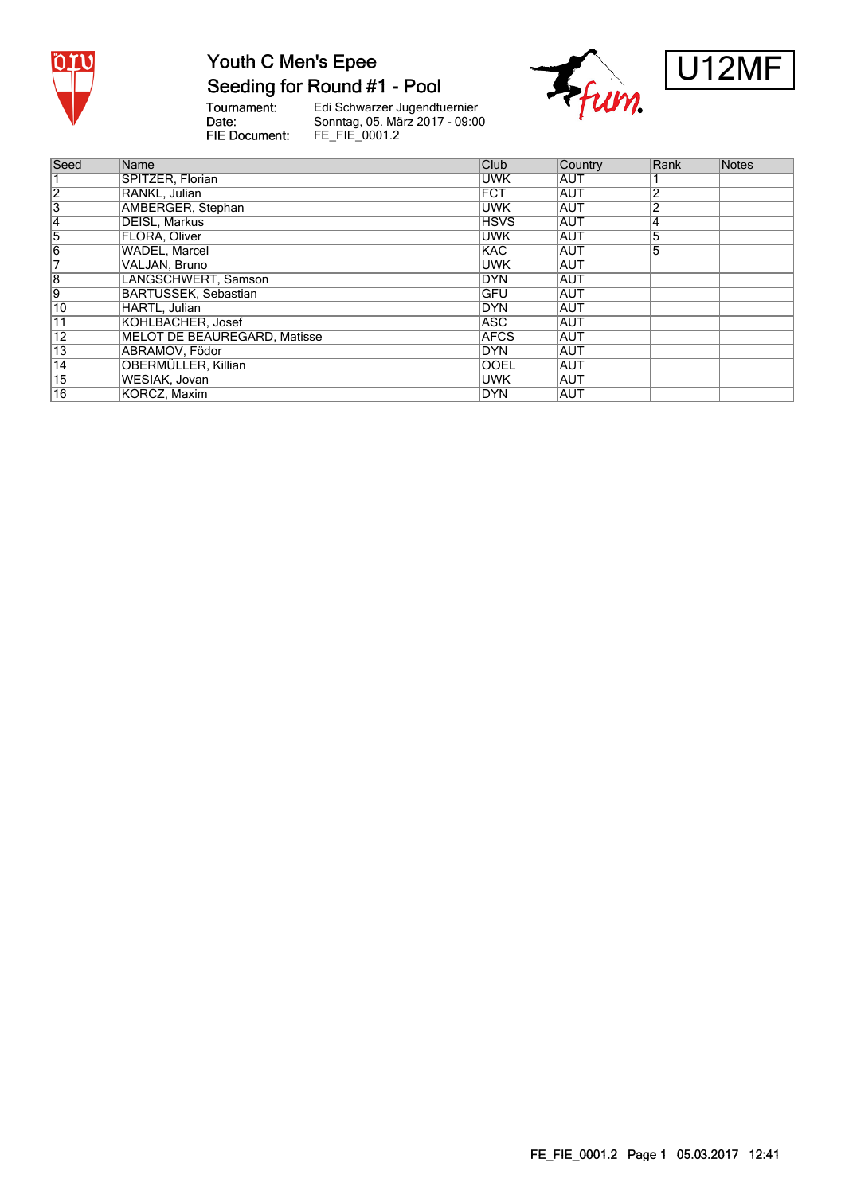# Youth C Men's Epee

## Seeding for Round #1 - Pool

U12MF

Tournament: Edi Schwarzer Jugendtuernier
Date: Sonntag, 05. März 2017 - 09:00
FIE Document: FE_FIE_0001.2

| Seed | Name | Club | Country | Rank | Notes |
|---|---|---|---|---|---|
| 1 | SPITZER, Florian | UWK | AUT | 1 | |
| 2 | RANKL, Julian | FCT | AUT | 2 | |
| 3 | AMBERGER, Stephan | UWK | AUT | 2 | |
| 4 | DEISL, Markus | HSVS | AUT | 4 | |
| 5 | FLORA, Oliver | UWK | AUT | 5 | |
| 6 | WADEL, Marcel | KAC | AUT | 5 | |
| 7 | VALJAN, Bruno | UWK | AUT | | |
| 8 | LANGSCHWERT, Samson | DYN | AUT | | |
| 9 | BARTUSSEK, Sebastian | GFU | AUT | | |
| 10 | HARTL, Julian | DYN | AUT | | |
| 11 | KOHLBACHER, Josef | ASC | AUT | | |
| 12 | MELOT DE BEAUREGARD, Matisse | AFCS | AUT | | |
| 13 | ABRAMOV, Fëdor | DYN | AUT | | |
| 14 | OBERMÜLLER, Killian | OOEL | AUT | | |
| 15 | WESIAK, Jovan | UWK | AUT | | |
| 16 | KORCZ, Maxim | DYN | AUT | | |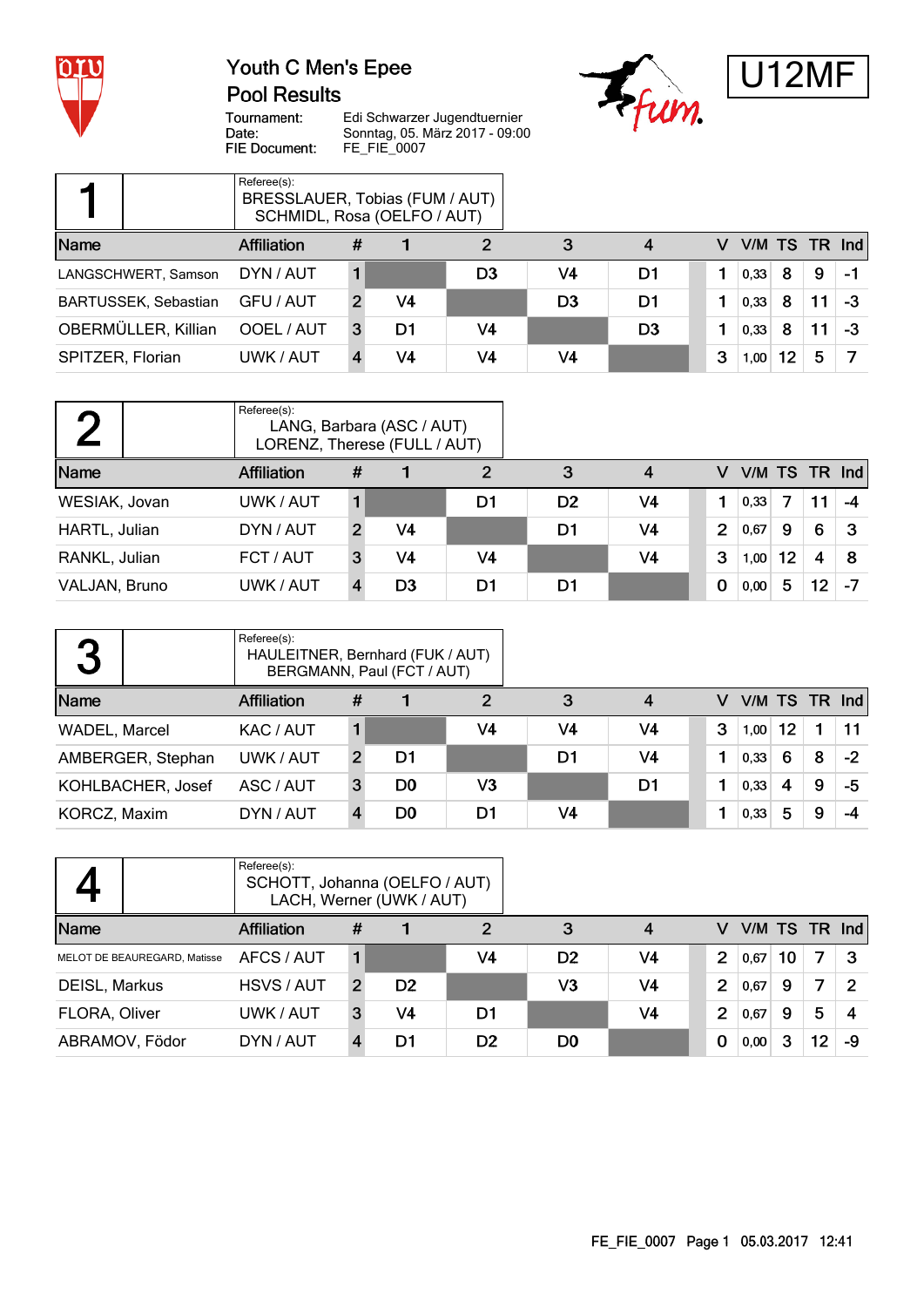# Youth C Men's Epee

## Pool Results

U12MF

Tournament: Edi Schwarzer Jugendtuernier
Date: Sonntag, 05. März 2017 - 09:00
FIE Document: FE_FIE_0007

### Pool 1

Referee(s):
BRESSLAUER, Tobias (FUM / AUT)
SCHMIDL, Rosa (OELFO / AUT)

| Name | Affiliation | # | 1 | 2 | 3 | 4 | V | V/M | TS | TR | Ind |
|---|---|---|---|---|---|---|---|---|---|---|---|
| LANGSCHWERT, Samson | DYN / AUT | 1 | | D3 | V4 | D1 | 1 | 0,33 | 8 | 9 | -1 |
| BARTUSSEK, Sebastian | GFU / AUT | 2 | V4 | | D3 | D1 | 1 | 0,33 | 8 | 11 | -3 |
| OBERMÜLLER, Killian | OOEL / AUT | 3 | D1 | V4 | | D3 | 1 | 0,33 | 8 | 11 | -3 |
| SPITZER, Florian | UWK / AUT | 4 | V4 | V4 | V4 | | 3 | 1,00 | 12 | 5 | 7 |

### Pool 2

Referee(s):
LANG, Barbara (ASC / AUT)
LORENZ, Therese (FULL / AUT)

| Name | Affiliation | # | 1 | 2 | 3 | 4 | V | V/M | TS | TR | Ind |
|---|---|---|---|---|---|---|---|---|---|---|---|
| WESIAK, Jovan | UWK / AUT | 1 | | D1 | D2 | V4 | 1 | 0,33 | 7 | 11 | -4 |
| HARTL, Julian | DYN / AUT | 2 | V4 | | D1 | V4 | 2 | 0,67 | 9 | 6 | 3 |
| RANKL, Julian | FCT / AUT | 3 | V4 | V4 | | V4 | 3 | 1,00 | 12 | 4 | 8 |
| VALJAN, Bruno | UWK / AUT | 4 | D3 | D1 | D1 | | 0 | 0,00 | 5 | 12 | -7 |

### Pool 3

Referee(s):
HAULEITNER, Bernhard (FUK / AUT)
BERGMANN, Paul (FCT / AUT)

| Name | Affiliation | # | 1 | 2 | 3 | 4 | V | V/M | TS | TR | Ind |
|---|---|---|---|---|---|---|---|---|---|---|---|
| WADEL, Marcel | KAC / AUT | 1 | | V4 | V4 | V4 | 3 | 1,00 | 12 | 1 | 11 |
| AMBERGER, Stephan | UWK / AUT | 2 | D1 | | D1 | V4 | 1 | 0,33 | 6 | 8 | -2 |
| KOHLBACHER, Josef | ASC / AUT | 3 | D0 | V3 | | D1 | 1 | 0,33 | 4 | 9 | -5 |
| KORCZ, Maxim | DYN / AUT | 4 | D0 | D1 | V4 | | 1 | 0,33 | 5 | 9 | -4 |

### Pool 4

Referee(s):
SCHOTT, Johanna (OELFO / AUT)
LACH, Werner (UWK / AUT)

| Name | Affiliation | # | 1 | 2 | 3 | 4 | V | V/M | TS | TR | Ind |
|---|---|---|---|---|---|---|---|---|---|---|---|
| MELOT DE BEAUREGARD, Matisse | AFCS / AUT | 1 | | V4 | D2 | V4 | 2 | 0,67 | 10 | 7 | 3 |
| DEISL, Markus | HSVS / AUT | 2 | D2 | | V3 | V4 | 2 | 0,67 | 9 | 7 | 2 |
| FLORA, Oliver | UWK / AUT | 3 | V4 | D1 | | V4 | 2 | 0,67 | 9 | 5 | 4 |
| ABRAMOV, Födor | DYN / AUT | 4 | D1 | D2 | D0 | | 0 | 0,00 | 3 | 12 | -9 |

FE_FIE_0007 Page 1 05.03.2017 12:41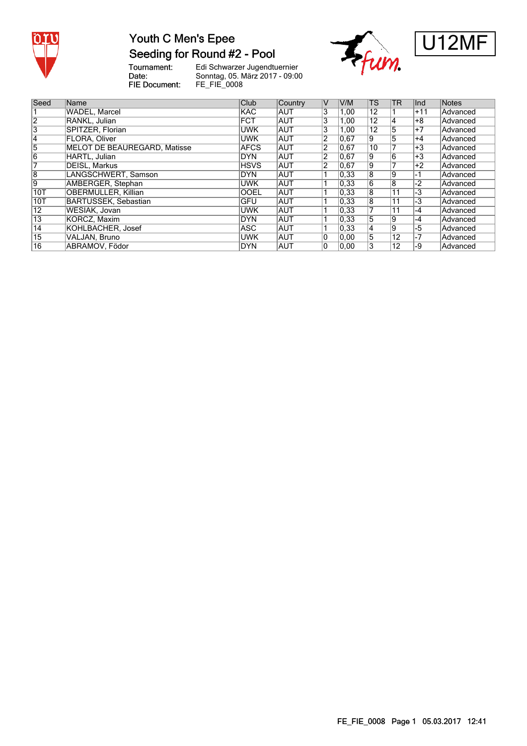# Youth C Men's Epee

## Seeding for Round #2 - Pool

U12MF

Tournament: Edi Schwarzer Jugendtuernier
Date: Sonntag, 05. März 2017 - 09:00
FIE Document: FE_FIE_0008

| Seed | Name | Club | Country | V | V/M | TS | TR | Ind | Notes |
|---|---|---|---|---|---|---|---|---|---|
| 1 | WADEL, Marcel | KAC | AUT | 3 | 1,00 | 12 | 1 | +11 | Advanced |
| 2 | RANKL, Julian | FCT | AUT | 3 | 1,00 | 12 | 4 | +8 | Advanced |
| 3 | SPITZER, Florian | UWK | AUT | 3 | 1,00 | 12 | 5 | +7 | Advanced |
| 4 | FLORA, Oliver | UWK | AUT | 2 | 0,67 | 9 | 5 | +4 | Advanced |
| 5 | MELOT DE BEAUREGARD, Matisse | AFCS | AUT | 2 | 0,67 | 10 | 7 | +3 | Advanced |
| 6 | HARTL, Julian | DYN | AUT | 2 | 0,67 | 9 | 6 | +3 | Advanced |
| 7 | DEISL, Markus | HSVS | AUT | 2 | 0,67 | 9 | 7 | +2 | Advanced |
| 8 | LANGSCHWERT, Samson | DYN | AUT | 1 | 0,33 | 8 | 9 | -1 | Advanced |
| 9 | AMBERGER, Stephan | UWK | AUT | 1 | 0,33 | 6 | 8 | -2 | Advanced |
| 10T | OBERMULLER, Killian | OOEL | AUT | 1 | 0,33 | 8 | 11 | -3 | Advanced |
| 10T | BARTUSSEK, Sebastian | GFU | AUT | 1 | 0,33 | 8 | 11 | -3 | Advanced |
| 12 | WESIAK, Jovan | UWK | AUT | 1 | 0,33 | 7 | 11 | -4 | Advanced |
| 13 | KORCZ, Maxim | DYN | AUT | 1 | 0,33 | 5 | 9 | -4 | Advanced |
| 14 | KOHLBACHER, Josef | ASC | AUT | 1 | 0,33 | 4 | 9 | -5 | Advanced |
| 15 | VALJAN, Bruno | UWK | AUT | 0 | 0,00 | 5 | 12 | -7 | Advanced |
| 16 | ABRAMOV, Födor | DYN | AUT | 0 | 0,00 | 3 | 12 | -9 | Advanced |

FE_FIE_0008 Page 1 05.03.2017 12:41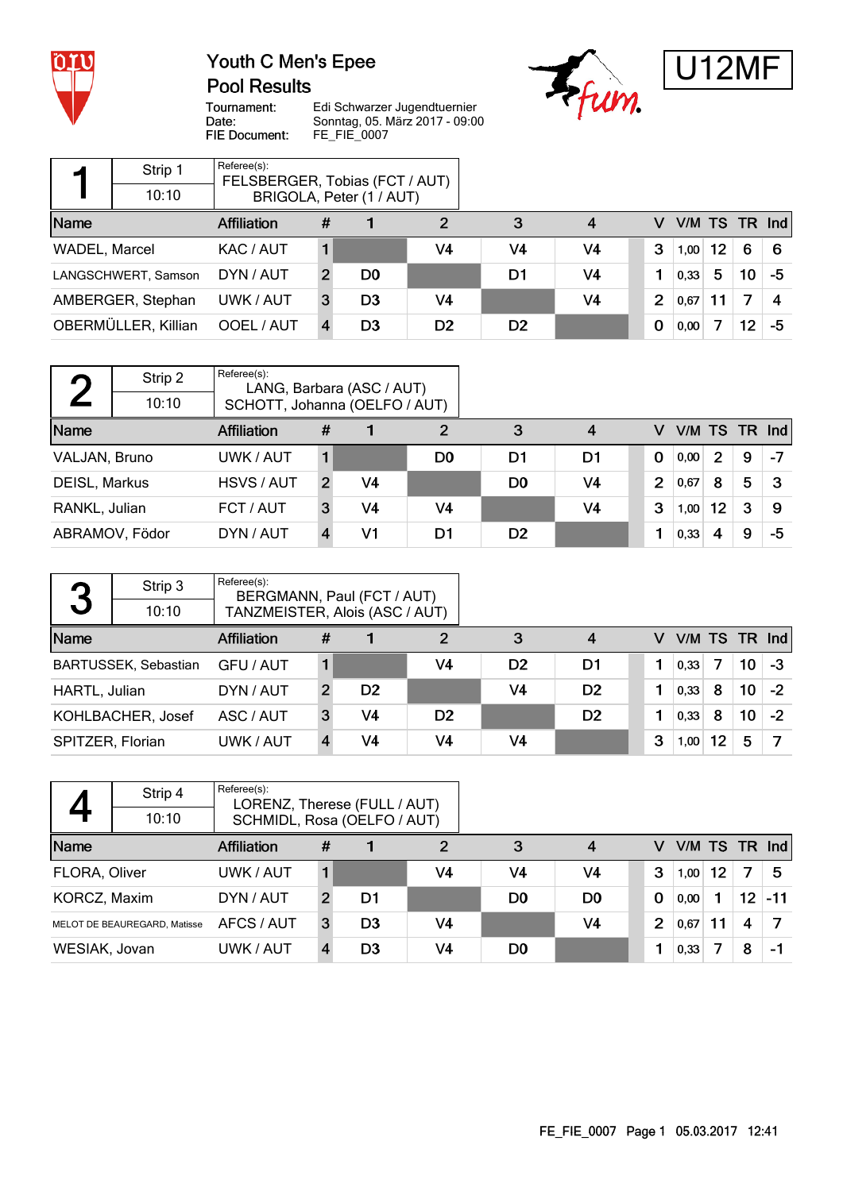# Youth C Men's Epee

## Pool Results

U12MF

Tournament: Edi Schwarzer Jugendtuernier
Date: Sonntag, 05. März 2017 - 09:00
FIE Document: FE_FIE_0007

### Pool 1

Strip 1 — 10:10

Referee(s): FELSBERGER, Tobias (FCT / AUT), BRIGOLA, Peter (1 / AUT)

| Name | Affiliation | # | 1 | 2 | 3 | 4 | V | V/M | TS | TR | Ind |
|---|---|---|---|---|---|---|---|---|---|---|---|
| WADEL, Marcel | KAC / AUT | 1 | | V4 | V4 | V4 | 3 | 1,00 | 12 | 6 | 6 |
| LANGSCHWERT, Samson | DYN / AUT | 2 | D0 | | D1 | V4 | 1 | 0,33 | 5 | 10 | -5 |
| AMBERGER, Stephan | UWK / AUT | 3 | D3 | V4 | | V4 | 2 | 0,67 | 11 | 7 | 4 |
| OBERMÜLLER, Killian | OOEL / AUT | 4 | D3 | D2 | D2 | | 0 | 0,00 | 7 | 12 | -5 |

### Pool 2

Strip 2 — 10:10

Referee(s): LANG, Barbara (ASC / AUT), SCHOTT, Johanna (OELFO / AUT)

| Name | Affiliation | # | 1 | 2 | 3 | 4 | V | V/M | TS | TR | Ind |
|---|---|---|---|---|---|---|---|---|---|---|---|
| VALJAN, Bruno | UWK / AUT | 1 | | D0 | D1 | D1 | 0 | 0,00 | 2 | 9 | -7 |
| DEISL, Markus | HSVS / AUT | 2 | V4 | | D0 | V4 | 2 | 0,67 | 8 | 5 | 3 |
| RANKL, Julian | FCT / AUT | 3 | V4 | V4 | | V4 | 3 | 1,00 | 12 | 3 | 9 |
| ABRAMOV, Födor | DYN / AUT | 4 | V1 | D1 | D2 | | 1 | 0,33 | 4 | 9 | -5 |

### Pool 3

Strip 3 — 10:10

Referee(s): BERGMANN, Paul (FCT / AUT), TANZMEISTER, Alois (ASC / AUT)

| Name | Affiliation | # | 1 | 2 | 3 | 4 | V | V/M | TS | TR | Ind |
|---|---|---|---|---|---|---|---|---|---|---|---|
| BARTUSSEK, Sebastian | GFU / AUT | 1 | | V4 | D2 | D1 | 1 | 0,33 | 7 | 10 | -3 |
| HARTL, Julian | DYN / AUT | 2 | D2 | | V4 | D2 | 1 | 0,33 | 8 | 10 | -2 |
| KOHLBACHER, Josef | ASC / AUT | 3 | V4 | D2 | | D2 | 1 | 0,33 | 8 | 10 | -2 |
| SPITZER, Florian | UWK / AUT | 4 | V4 | V4 | V4 | | 3 | 1,00 | 12 | 5 | 7 |

### Pool 4

Strip 4 — 10:10

Referee(s): LORENZ, Therese (FULL / AUT), SCHMIDL, Rosa (OELFO / AUT)

| Name | Affiliation | # | 1 | 2 | 3 | 4 | V | V/M | TS | TR | Ind |
|---|---|---|---|---|---|---|---|---|---|---|---|
| FLORA, Oliver | UWK / AUT | 1 | | V4 | V4 | V4 | 3 | 1,00 | 12 | 7 | 5 |
| KORCZ, Maxim | DYN / AUT | 2 | D1 | | D0 | D0 | 0 | 0,00 | 1 | 12 | -11 |
| MELOT DE BEAUREGARD, Matisse | AFCS / AUT | 3 | D3 | V4 | | V4 | 2 | 0,67 | 11 | 4 | 7 |
| WESIAK, Jovan | UWK / AUT | 4 | D3 | V4 | D0 | | 1 | 0,33 | 7 | 8 | -1 |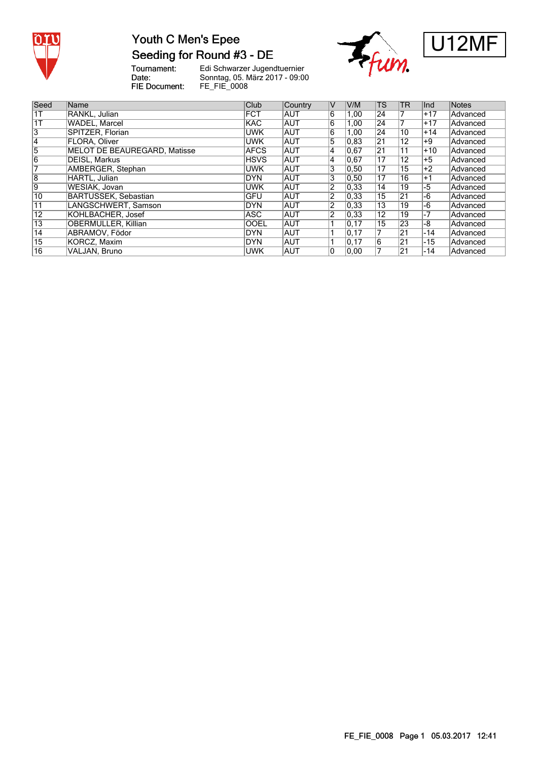# Youth C Men's Epee

## Seeding for Round #3 - DE

U12MF

Tournament: Edi Schwarzer Jugendtuernier
Date: Sonntag, 05. März 2017 - 09:00
FIE Document: FE_FIE_0008

| Seed | Name | Club | Country | V | V/M | TS | TR | Ind | Notes |
|---|---|---|---|---|---|---|---|---|---|
| 1T | RANKL, Julian | FCT | AUT | 6 | 1,00 | 24 | 7 | +17 | Advanced |
| 1T | WADEL, Marcel | KAC | AUT | 6 | 1,00 | 24 | 7 | +17 | Advanced |
| 3 | SPITZER, Florian | UWK | AUT | 6 | 1,00 | 24 | 10 | +14 | Advanced |
| 4 | FLORA, Oliver | UWK | AUT | 5 | 0,83 | 21 | 12 | +9 | Advanced |
| 5 | MELOT DE BEAUREGARD, Matisse | AFCS | AUT | 4 | 0,67 | 21 | 11 | +10 | Advanced |
| 6 | DEISL, Markus | HSVS | AUT | 4 | 0,67 | 17 | 12 | +5 | Advanced |
| 7 | AMBERGER, Stephan | UWK | AUT | 3 | 0,50 | 17 | 15 | +2 | Advanced |
| 8 | HARTL, Julian | DYN | AUT | 3 | 0,50 | 17 | 16 | +1 | Advanced |
| 9 | WESIAK, Jovan | UWK | AUT | 2 | 0,33 | 14 | 19 | -5 | Advanced |
| 10 | BARTUSSEK, Sebastian | GFU | AUT | 2 | 0,33 | 15 | 21 | -6 | Advanced |
| 11 | LANGSCHWERT, Samson | DYN | AUT | 2 | 0,33 | 13 | 19 | -6 | Advanced |
| 12 | KOHLBACHER, Josef | ASC | AUT | 2 | 0,33 | 12 | 19 | -7 | Advanced |
| 13 | OBERMULLER, Killian | OOEL | AUT | 1 | 0,17 | 15 | 23 | -8 | Advanced |
| 14 | ABRAMOV, Födor | DYN | AUT | 1 | 0,17 | 7 | 21 | -14 | Advanced |
| 15 | KORCZ, Maxim | DYN | AUT | 1 | 0,17 | 6 | 21 | -15 | Advanced |
| 16 | VALJAN, Bruno | UWK | AUT | 0 | 0,00 | 7 | 21 | -14 | Advanced |

FE_FIE_0008 Page 1 05.03.2017 12:41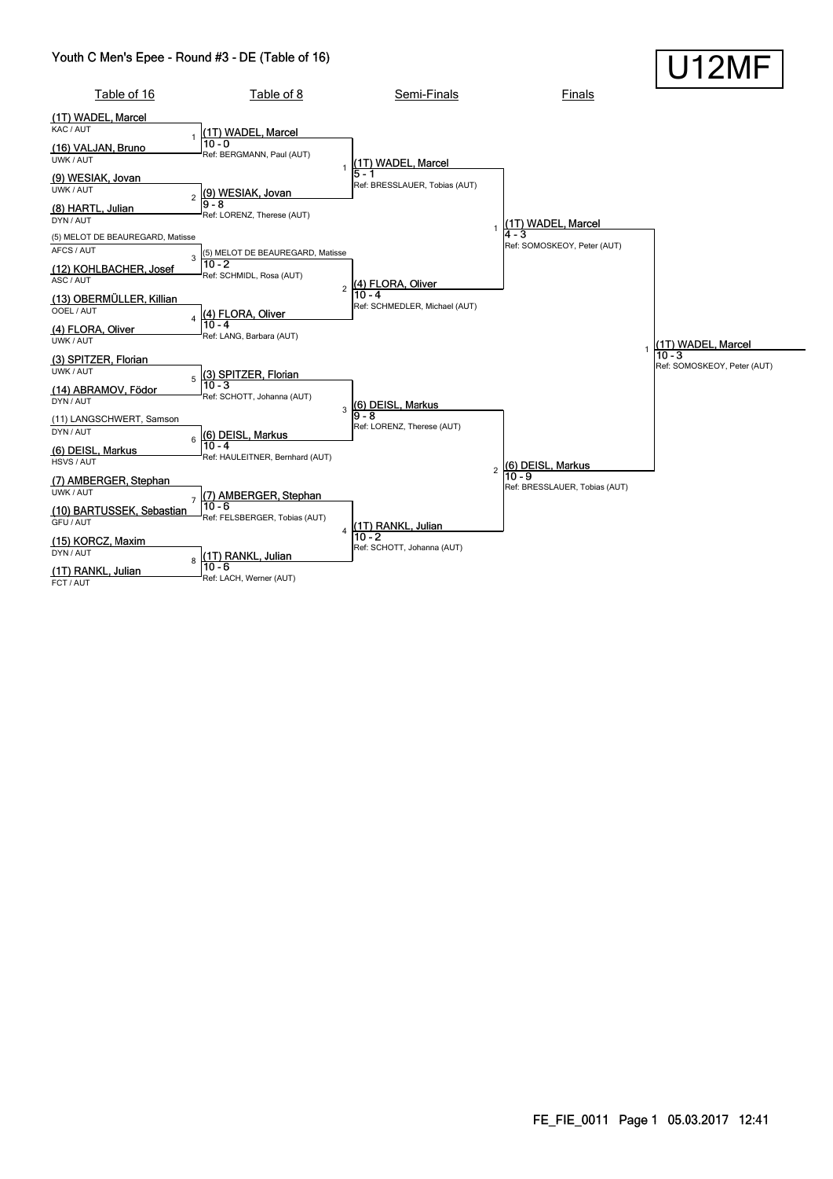# Youth C Men's Epee - Round #3 - DE (Table of 16)

**U12MF**

## Table of 16

| # | Fencer | Club |
|---|---|---|
| 1 | (1T) WADEL, Marcel | KAC / AUT |
| | (16) VALJAN, Bruno | UWK / AUT |
| 2 | (9) WESIAK, Jovan | UWK / AUT |
| | (8) HARTL, Julian | DYN / AUT |
| 3 | (5) MELOT DE BEAUREGARD, Matisse | AFCS / AUT |
| | (12) KOHLBACHER, Josef | ASC / AUT |
| 4 | (13) OBERMÜLLER, Killian | OOEL / AUT |
| | (4) FLORA, Oliver | UWK / AUT |
| 5 | (3) SPITZER, Florian | UWK / AUT |
| | (14) ABRAMOV, Födor | DYN / AUT |
| 6 | (11) LANGSCHWERT, Samson | DYN / AUT |
| | (6) DEISL, Markus | HSVS / AUT |
| 7 | (7) AMBERGER, Stephan | UWK / AUT |
| | (10) BARTUSSEK, Sebastian | GFU / AUT |
| 8 | (15) KORCZ, Maxim | DYN / AUT |
| | (1T) RANKL, Julian | FCT / AUT |

## Table of 8

| # | Winner | Score | Referee |
|---|---|---|---|
| 1 | (1T) WADEL, Marcel | 10 - 0 | Ref: BERGMANN, Paul (AUT) |
| 2 | (9) WESIAK, Jovan | 9 - 8 | Ref: LORENZ, Therese (AUT) |
| 3 | (5) MELOT DE BEAUREGARD, Matisse | 10 - 2 | Ref: SCHMIDL, Rosa (AUT) |
| 4 | (4) FLORA, Oliver | 10 - 4 | Ref: LANG, Barbara (AUT) |
| 5 | (3) SPITZER, Florian | 10 - 3 | Ref: SCHOTT, Johanna (AUT) |
| 6 | (6) DEISL, Markus | 10 - 4 | Ref: HAULEITNER, Bernhard (AUT) |
| 7 | (7) AMBERGER, Stephan | 10 - 6 | Ref: FELSBERGER, Tobias (AUT) |
| 8 | (1T) RANKL, Julian | 10 - 6 | Ref: LACH, Werner (AUT) |

## Semi-Finals

| # | Winner | Score | Referee |
|---|---|---|---|
| 1 | (1T) WADEL, Marcel | 5 - 1 | Ref: BRESSLAUER, Tobias (AUT) |
| 2 | (4) FLORA, Oliver | 10 - 4 | Ref: SCHMEDLER, Michael (AUT) |
| 3 | (6) DEISL, Markus | 9 - 8 | Ref: LORENZ, Therese (AUT) |
| 4 | (1T) RANKL, Julian | 10 - 2 | Ref: SCHOTT, Johanna (AUT) |

## Finals

| # | Winner | Score | Referee |
|---|---|---|---|
| 1 | (1T) WADEL, Marcel | 4 - 3 | Ref: SOMOSKEOY, Peter (AUT) |
| 2 | (6) DEISL, Markus | 10 - 9 | Ref: BRESSLAUER, Tobias (AUT) |

## Winner

| # | Winner | Score | Referee |
|---|---|---|---|
| 1 | (1T) WADEL, Marcel | 10 - 3 | Ref: SOMOSKEOY, Peter (AUT) |

FE_FIE_0011 Page 1 05.03.2017 12:41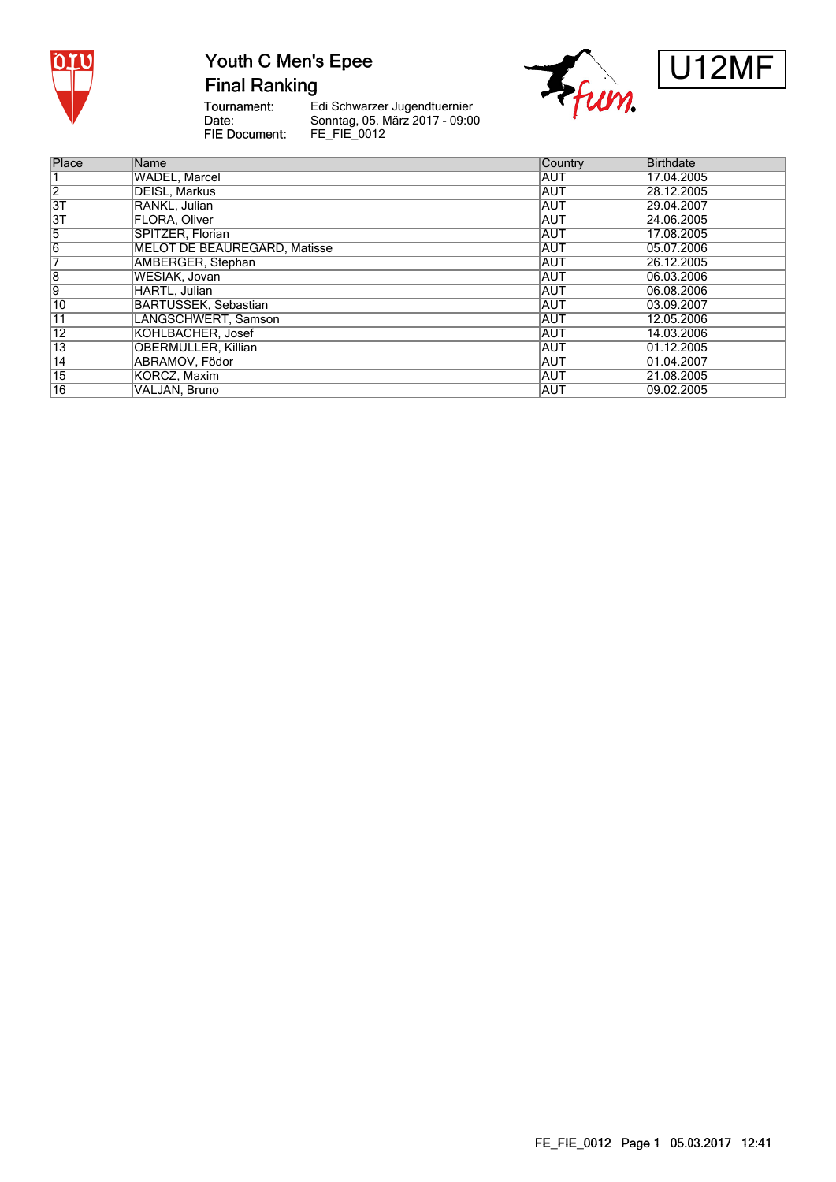# Youth C Men's Epee

## Final Ranking

U12MF

Tournament: Edi Schwarzer Jugendtuernier
Date: Sonntag, 05. März 2017 - 09:00
FIE Document: FE_FIE_0012

| Place | Name | Country | Birthdate |
|---|---|---|---|
| 1 | WADEL, Marcel | AUT | 17.04.2005 |
| 2 | DEISL, Markus | AUT | 28.12.2005 |
| 3T | RANKL, Julian | AUT | 29.04.2007 |
| 3T | FLORA, Oliver | AUT | 24.06.2005 |
| 5 | SPITZER, Florian | AUT | 17.08.2005 |
| 6 | MELOT DE BEAUREGARD, Matisse | AUT | 05.07.2006 |
| 7 | AMBERGER, Stephan | AUT | 26.12.2005 |
| 8 | WESIAK, Jovan | AUT | 06.03.2006 |
| 9 | HARTL, Julian | AUT | 06.08.2006 |
| 10 | BARTUSSEK, Sebastian | AUT | 03.09.2007 |
| 11 | LANGSCHWERT, Samson | AUT | 12.05.2006 |
| 12 | KOHLBACHER, Josef | AUT | 14.03.2006 |
| 13 | OBERMULLER, Killian | AUT | 01.12.2005 |
| 14 | ABRAMOV, Födor | AUT | 01.04.2007 |
| 15 | KORCZ, Maxim | AUT | 21.08.2005 |
| 16 | VALJAN, Bruno | AUT | 09.02.2005 |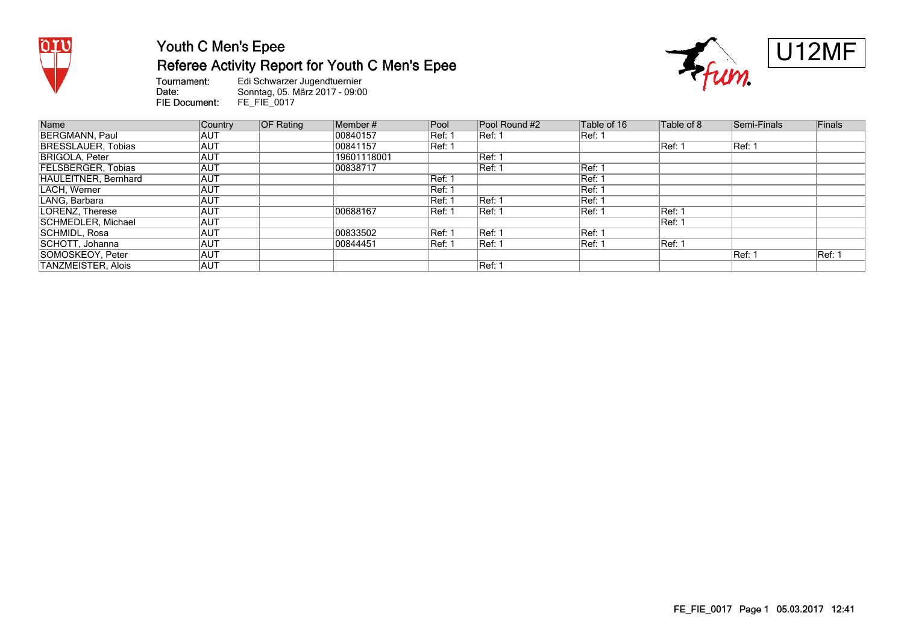# Youth C Men's Epee

## Referee Activity Report for Youth C Men's Epee

**Tournament:** Edi Schwarzer Jugendtuernier
**Date:** Sonntag, 05. März 2017 - 09:00
**FIE Document:** FE_FIE_0017

U12MF

| Name | Country | OF Rating | Member # | Pool | Pool Round #2 | Table of 16 | Table of 8 | Semi-Finals | Finals |
|---|---|---|---|---|---|---|---|---|---|
| BERGMANN, Paul | AUT | | 00840157 | Ref: 1 | Ref: 1 | Ref: 1 | | | |
| BRESSLAUER, Tobias | AUT | | 00841157 | Ref: 1 | | | Ref: 1 | Ref: 1 | |
| BRIGOLA, Peter | AUT | | 19601118001 | | Ref: 1 | | | | |
| FELSBERGER, Tobias | AUT | | 00838717 | | Ref: 1 | Ref: 1 | | | |
| HAULEITNER, Bernhard | AUT | | | Ref: 1 | | Ref: 1 | | | |
| LACH, Werner | AUT | | | Ref: 1 | | Ref: 1 | | | |
| LANG, Barbara | AUT | | | Ref: 1 | Ref: 1 | Ref: 1 | | | |
| LORENZ, Therese | AUT | | 00688167 | Ref: 1 | Ref: 1 | Ref: 1 | Ref: 1 | | |
| SCHMEDLER, Michael | AUT | | | | | | Ref: 1 | | |
| SCHMIDL, Rosa | AUT | | 00833502 | Ref: 1 | Ref: 1 | Ref: 1 | | | |
| SCHOTT, Johanna | AUT | | 00844451 | Ref: 1 | Ref: 1 | Ref: 1 | Ref: 1 | | |
| SOMOSKEOY, Peter | AUT | | | | | | | Ref: 1 | Ref: 1 |
| TANZMEISTER, Alois | AUT | | | | Ref: 1 | | | | |

FE_FIE_0017 Page 1 05.03.2017 12:41